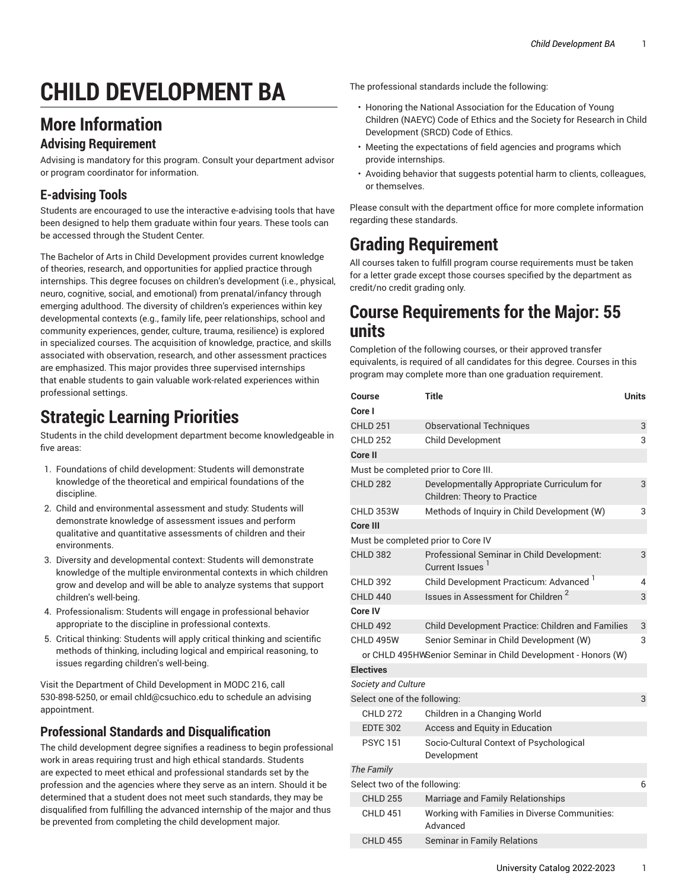// Summary: Verbatim Markdown transcription of page 1 of the Child Development BA catalog page, ending with the course requirements table.
# CHILD DEVELOPMENT BA

## More Information

### Advising Requirement

Advising is mandatory for this program. Consult your department advisor or program coordinator for information.

### E-advising Tools

Students are encouraged to use the interactive e-advising tools that have been designed to help them graduate within four years. These tools can be accessed through the Student Center.

The Bachelor of Arts in Child Development provides current knowledge of theories, research, and opportunities for applied practice through internships. This degree focuses on children's development (i.e., physical, neuro, cognitive, social, and emotional) from prenatal/infancy through emerging adulthood. The diversity of children's experiences within key developmental contexts (e.g., family life, peer relationships, school and community experiences, gender, culture, trauma, resilience) is explored in specialized courses. The acquisition of knowledge, practice, and skills associated with observation, research, and other assessment practices are emphasized. This major provides three supervised internships that enable students to gain valuable work-related experiences within professional settings.

# Strategic Learning Priorities

Students in the child development department become knowledgeable in five areas:

1. Foundations of child development: Students will demonstrate knowledge of the theoretical and empirical foundations of the discipline.
2. Child and environmental assessment and study: Students will demonstrate knowledge of assessment issues and perform qualitative and quantitative assessments of children and their environments.
3. Diversity and developmental context: Students will demonstrate knowledge of the multiple environmental contexts in which children grow and develop and will be able to analyze systems that support children's well-being.
4. Professionalism: Students will engage in professional behavior appropriate to the discipline in professional contexts.
5. Critical thinking: Students will apply critical thinking and scientific methods of thinking, including logical and empirical reasoning, to issues regarding children's well-being.

Visit the Department of Child Development in MODC 216, call 530-898-5250, or email chld@csuchico.edu to schedule an advising appointment.

### Professional Standards and Disqualification

The child development degree signifies a readiness to begin professional work in areas requiring trust and high ethical standards. Students are expected to meet ethical and professional standards set by the profession and the agencies where they serve as an intern. Should it be determined that a student does not meet such standards, they may be disqualified from fulfilling the advanced internship of the major and thus be prevented from completing the child development major.

The professional standards include the following:

- Honoring the National Association for the Education of Young Children (NAEYC) Code of Ethics and the Society for Research in Child Development (SRCD) Code of Ethics.
- Meeting the expectations of field agencies and programs which provide internships.
- Avoiding behavior that suggests potential harm to clients, colleagues, or themselves.

Please consult with the department office for more complete information regarding these standards.

# Grading Requirement

All courses taken to fulfill program course requirements must be taken for a letter grade except those courses specified by the department as credit/no credit grading only.

# Course Requirements for the Major: 55 units

Completion of the following courses, or their approved transfer equivalents, is required of all candidates for this degree. Courses in this program may complete more than one graduation requirement.

| Course | Title | Units |
|---|---|---|
| **Core I** | | |
| CHLD 251 | Observational Techniques | 3 |
| CHLD 252 | Child Development | 3 |
| **Core II** | | |
| Must be completed prior to Core III. | | |
| CHLD 282 | Developmentally Appropriate Curriculum for Children: Theory to Practice | 3 |
| CHLD 353W | Methods of Inquiry in Child Development (W) | 3 |
| **Core III** | | |
| Must be completed prior to Core IV | | |
| CHLD 382 | Professional Seminar in Child Development: Current Issues [1] | 3 |
| CHLD 392 | Child Development Practicum: Advanced [1] | 4 |
| CHLD 440 | Issues in Assessment for Children [2] | 3 |
| **Core IV** | | |
| CHLD 492 | Child Development Practice: Children and Families | 3 |
| CHLD 495W | Senior Seminar in Child Development (W) | 3 |
| or CHLD 495HW | Senior Seminar in Child Development - Honors (W) | |
| **Electives** | | |
| *Society and Culture* | | |
| Select one of the following: | | 3 |
| CHLD 272 | Children in a Changing World | |
| EDTE 302 | Access and Equity in Education | |
| PSYC 151 | Socio-Cultural Context of Psychological Development | |
| *The Family* | | |
| Select two of the following: | | 6 |
| CHLD 255 | Marriage and Family Relationships | |
| CHLD 451 | Working with Families in Diverse Communities: Advanced | |
| CHLD 455 | Seminar in Family Relations | |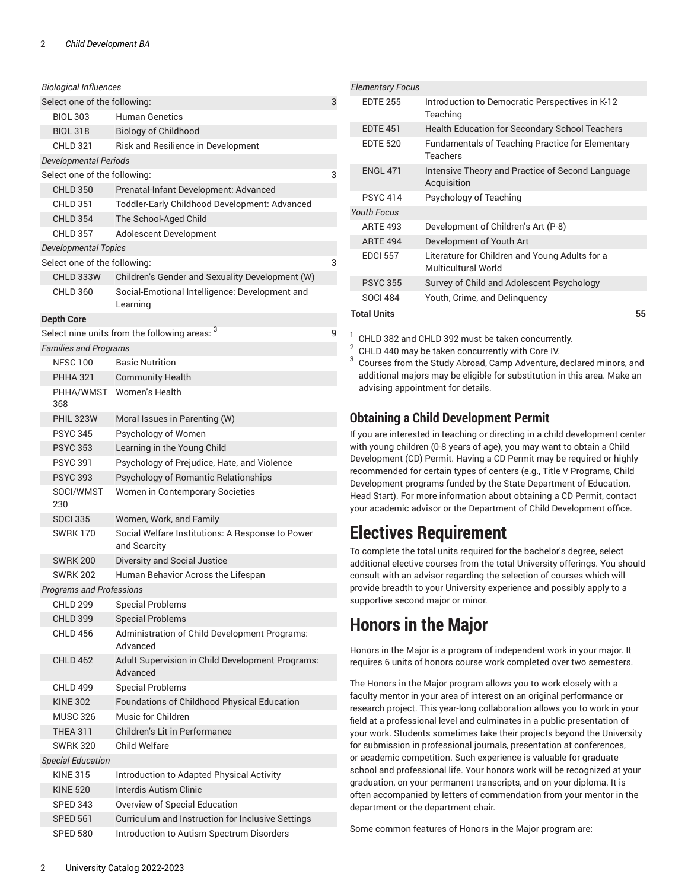| | | |
|---|---|---|
| *Biological Influences* | | |
| Select one of the following: | | 3 |
| BIOL 303 | Human Genetics | |
| BIOL 318 | Biology of Childhood | |
| CHLD 321 | Risk and Resilience in Development | |
| *Developmental Periods* | | |
| Select one of the following: | | 3 |
| CHLD 350 | Prenatal-Infant Development: Advanced | |
| CHLD 351 | Toddler-Early Childhood Development: Advanced | |
| CHLD 354 | The School-Aged Child | |
| CHLD 357 | Adolescent Development | |
| *Developmental Topics* | | |
| Select one of the following: | | 3 |
| CHLD 333W | Children's Gender and Sexuality Development (W) | |
| CHLD 360 | Social-Emotional Intelligence: Development and Learning | |
| **Depth Core** | | |
| Select nine units from the following areas: [3] | | 9 |
| *Families and Programs* | | |
| NFSC 100 | Basic Nutrition | |
| PHHA 321 | Community Health | |
| PHHA/WMST 368 | Women's Health | |
| PHIL 323W | Moral Issues in Parenting (W) | |
| PSYC 345 | Psychology of Women | |
| PSYC 353 | Learning in the Young Child | |
| PSYC 391 | Psychology of Prejudice, Hate, and Violence | |
| PSYC 393 | Psychology of Romantic Relationships | |
| SOCI/WMST 230 | Women in Contemporary Societies | |
| SOCI 335 | Women, Work, and Family | |
| SWRK 170 | Social Welfare Institutions: A Response to Power and Scarcity | |
| SWRK 200 | Diversity and Social Justice | |
| SWRK 202 | Human Behavior Across the Lifespan | |
| *Programs and Professions* | | |
| CHLD 299 | Special Problems | |
| CHLD 399 | Special Problems | |
| CHLD 456 | Administration of Child Development Programs: Advanced | |
| CHLD 462 | Adult Supervision in Child Development Programs: Advanced | |
| CHLD 499 | Special Problems | |
| KINE 302 | Foundations of Childhood Physical Education | |
| MUSC 326 | Music for Children | |
| THEA 311 | Children's Lit in Performance | |
| SWRK 320 | Child Welfare | |
| *Special Education* | | |
| KINE 315 | Introduction to Adapted Physical Activity | |
| KINE 520 | Interdis Autism Clinic | |
| SPED 343 | Overview of Special Education | |
| SPED 561 | Curriculum and Instruction for Inclusive Settings | |
| SPED 580 | Introduction to Autism Spectrum Disorders | |
| *Elementary Focus* | | |
| EDTE 255 | Introduction to Democratic Perspectives in K-12 Teaching | |
| EDTE 451 | Health Education for Secondary School Teachers | |
| EDTE 520 | Fundamentals of Teaching Practice for Elementary Teachers | |
| ENGL 471 | Intensive Theory and Practice of Second Language Acquisition | |
| PSYC 414 | Psychology of Teaching | |
| *Youth Focus* | | |
| ARTE 493 | Development of Children's Art (P-8) | |
| ARTE 494 | Development of Youth Art | |
| EDCI 557 | Literature for Children and Young Adults for a Multicultural World | |
| PSYC 355 | Survey of Child and Adolescent Psychology | |
| SOCI 484 | Youth, Crime, and Delinquency | |
| **Total Units** | | **55** |

[1] CHLD 382 and CHLD 392 must be taken concurrently.

[2] CHLD 440 may be taken concurrently with Core IV.

[3] Courses from the Study Abroad, Camp Adventure, declared minors, and additional majors may be eligible for substitution in this area. Make an advising appointment for details.

## Obtaining a Child Development Permit

If you are interested in teaching or directing in a child development center with young children (0-8 years of age), you may want to obtain a Child Development (CD) Permit. Having a CD Permit may be required or highly recommended for certain types of centers (e.g., Title V Programs, Child Development programs funded by the State Department of Education, Head Start). For more information about obtaining a CD Permit, contact your academic advisor or the Department of Child Development office.

# Electives Requirement

To complete the total units required for the bachelor's degree, select additional elective courses from the total University offerings. You should consult with an advisor regarding the selection of courses which will provide breadth to your University experience and possibly apply to a supportive second major or minor.

# Honors in the Major

Honors in the Major is a program of independent work in your major. It requires 6 units of honors course work completed over two semesters.

The Honors in the Major program allows you to work closely with a faculty mentor in your area of interest on an original performance or research project. This year-long collaboration allows you to work in your field at a professional level and culminates in a public presentation of your work. Students sometimes take their projects beyond the University for submission in professional journals, presentation at conferences, or academic competition. Such experience is valuable for graduate school and professional life. Your honors work will be recognized at your graduation, on your permanent transcripts, and on your diploma. It is often accompanied by letters of commendation from your mentor in the department or the department chair.

Some common features of Honors in the Major program are: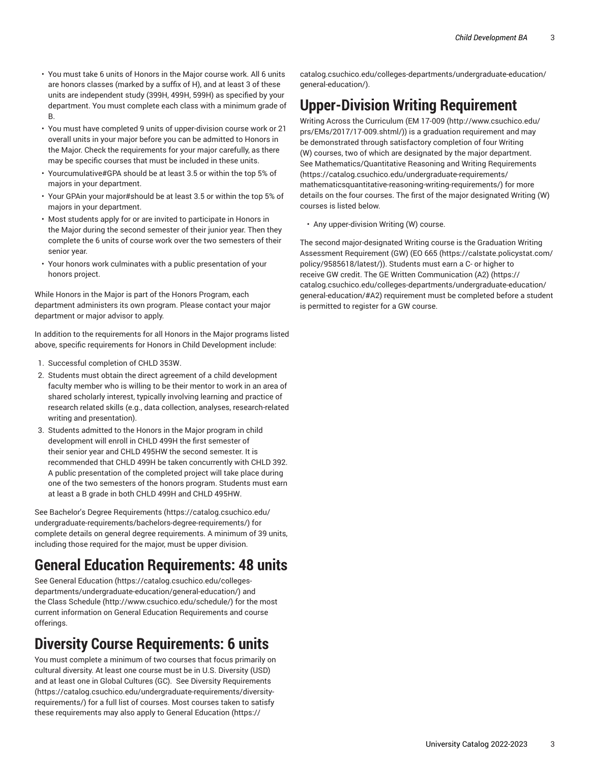- You must take 6 units of Honors in the Major course work. All 6 units are honors classes (marked by a suffix of H), and at least 3 of these units are independent study (399H, 499H, 599H) as specified by your department. You must complete each class with a minimum grade of B.
- You must have completed 9 units of upper-division course work or 21 overall units in your major before you can be admitted to Honors in the Major. Check the requirements for your major carefully, as there may be specific courses that must be included in these units.
- Yourcumulative#GPA should be at least 3.5 or within the top 5% of majors in your department.
- Your GPAin your major#should be at least 3.5 or within the top 5% of majors in your department.
- Most students apply for or are invited to participate in Honors in the Major during the second semester of their junior year. Then they complete the 6 units of course work over the two semesters of their senior year.
- Your honors work culminates with a public presentation of your honors project.

While Honors in the Major is part of the Honors Program, each department administers its own program. Please contact your major department or major advisor to apply.

In addition to the requirements for all Honors in the Major programs listed above, specific requirements for Honors in Child Development include:

1. Successful completion of CHLD 353W.
2. Students must obtain the direct agreement of a child development faculty member who is willing to be their mentor to work in an area of shared scholarly interest, typically involving learning and practice of research related skills (e.g., data collection, analyses, research-related writing and presentation).
3. Students admitted to the Honors in the Major program in child development will enroll in CHLD 499H the first semester of their senior year and CHLD 495HW the second semester. It is recommended that CHLD 499H be taken concurrently with CHLD 392. A public presentation of the completed project will take place during one of the two semesters of the honors program. Students must earn at least a B grade in both CHLD 499H and CHLD 495HW.

See Bachelor's Degree Requirements (https://catalog.csuchico.edu/undergraduate-requirements/bachelors-degree-requirements/) for complete details on general degree requirements. A minimum of 39 units, including those required for the major, must be upper division.

## General Education Requirements: 48 units

See General Education (https://catalog.csuchico.edu/colleges-departments/undergraduate-education/general-education/) and the Class Schedule (http://www.csuchico.edu/schedule/) for the most current information on General Education Requirements and course offerings.

## Diversity Course Requirements: 6 units

You must complete a minimum of two courses that focus primarily on cultural diversity. At least one course must be in U.S. Diversity (USD) and at least one in Global Cultures (GC). See Diversity Requirements (https://catalog.csuchico.edu/undergraduate-requirements/diversity-requirements/) for a full list of courses. Most courses taken to satisfy these requirements may also apply to General Education (https://catalog.csuchico.edu/colleges-departments/undergraduate-education/general-education/).

## Upper-Division Writing Requirement

Writing Across the Curriculum (EM 17-009 (http://www.csuchico.edu/prs/EMs/2017/17-009.shtml/)) is a graduation requirement and may be demonstrated through satisfactory completion of four Writing (W) courses, two of which are designated by the major department. See Mathematics/Quantitative Reasoning and Writing Requirements (https://catalog.csuchico.edu/undergraduate-requirements/mathematicsquantitative-reasoning-writing-requirements/) for more details on the four courses. The first of the major designated Writing (W) courses is listed below.

- Any upper-division Writing (W) course.

The second major-designated Writing course is the Graduation Writing Assessment Requirement (GW) (EO 665 (https://calstate.policystat.com/policy/9585618/latest/)). Students must earn a C- or higher to receive GW credit. The GE Written Communication (A2) (https://catalog.csuchico.edu/colleges-departments/undergraduate-education/general-education/#A2) requirement must be completed before a student is permitted to register for a GW course.